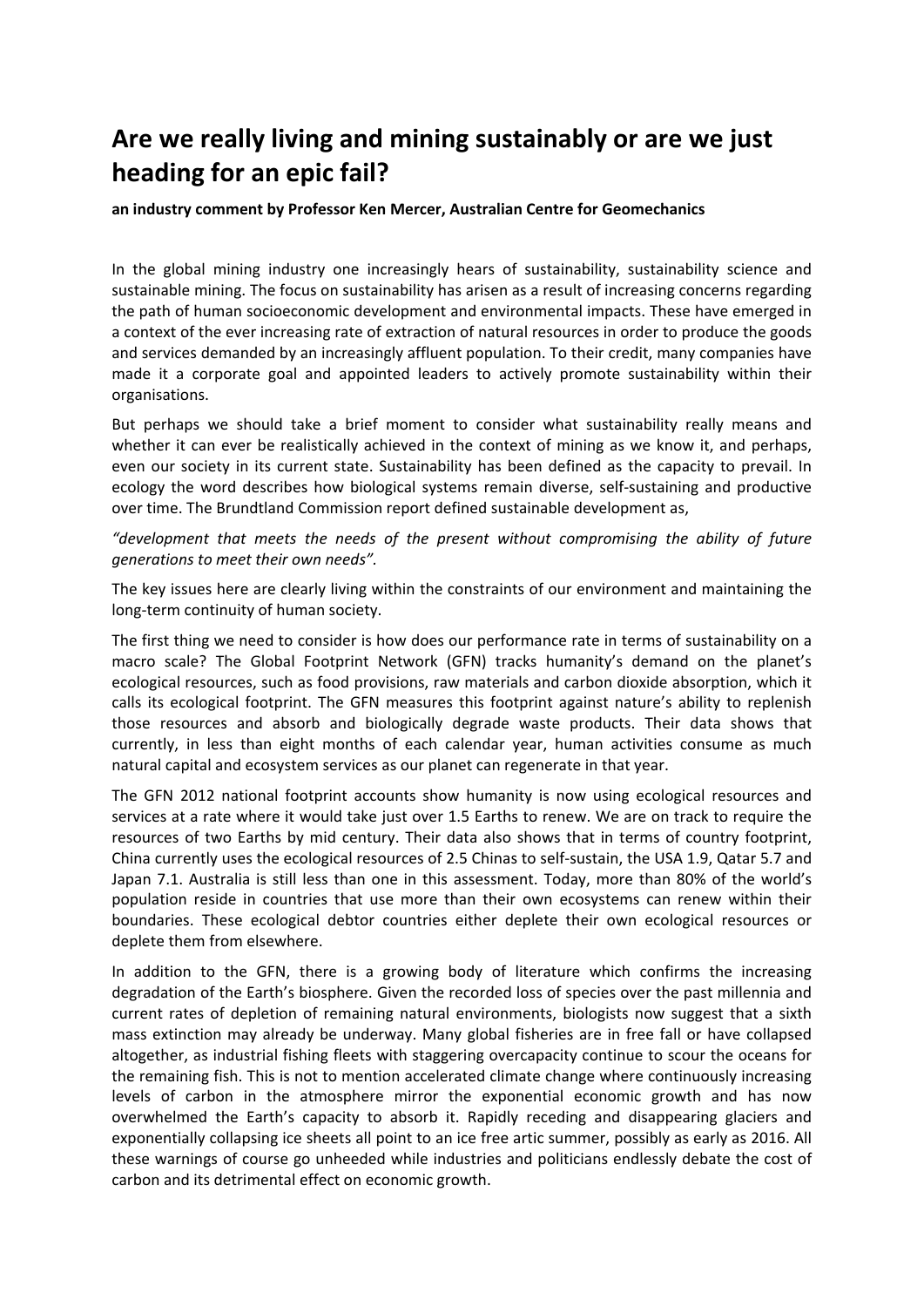# Are we really living and mining sustainably or are we just heading for an epic fail?

**an industry comment by Professor Ken Mercer, Australian Centre for Geomechanics**

In the global mining industry one increasingly hears of sustainability, sustainability science and sustainable mining. The focus on sustainability has arisen as a result of increasing concerns regarding the path of human socioeconomic development and environmental impacts. These have emerged in a context of the ever increasing rate of extraction of natural resources in order to produce the goods and services demanded by an increasingly affluent population. To their credit, many companies have made it a corporate goal and appointed leaders to actively promote sustainability within their organisations.

But perhaps we should take a brief moment to consider what sustainability really means and whether it can ever be realistically achieved in the context of mining as we know it, and perhaps, even our society in its current state. Sustainability has been defined as the capacity to prevail. In ecology the word describes how biological systems remain diverse, self-sustaining and productive over time. The Brundtland Commission report defined sustainable development as,

*"development that meets the needs of the present without compromising the ability of future generations to meet their own needs".*

The key issues here are clearly living within the constraints of our environment and maintaining the long-term continuity of human society.

The first thing we need to consider is how does our performance rate in terms of sustainability on a macro scale? The Global Footprint Network (GFN) tracks humanity's demand on the planet's ecological resources, such as food provisions, raw materials and carbon dioxide absorption, which it calls its ecological footprint. The GFN measures this footprint against nature's ability to replenish those resources and absorb and biologically degrade waste products. Their data shows that currently, in less than eight months of each calendar year, human activities consume as much natural capital and ecosystem services as our planet can regenerate in that year.

The GFN 2012 national footprint accounts show humanity is now using ecological resources and services at a rate where it would take just over 1.5 Earths to renew. We are on track to require the resources of two Earths by mid century. Their data also shows that in terms of country footprint, China currently uses the ecological resources of 2.5 Chinas to self-sustain, the USA 1.9, Qatar 5.7 and Japan 7.1. Australia is still less than one in this assessment. Today, more than 80% of the world's population reside in countries that use more than their own ecosystems can renew within their boundaries. These ecological debtor countries either deplete their own ecological resources or deplete them from elsewhere.

In addition to the GFN, there is a growing body of literature which confirms the increasing degradation of the Earth's biosphere. Given the recorded loss of species over the past millennia and current rates of depletion of remaining natural environments, biologists now suggest that a sixth mass extinction may already be underway. Many global fisheries are in free fall or have collapsed altogether, as industrial fishing fleets with staggering overcapacity continue to scour the oceans for the remaining fish. This is not to mention accelerated climate change where continuously increasing levels of carbon in the atmosphere mirror the exponential economic growth and has now overwhelmed the Earth's capacity to absorb it. Rapidly receding and disappearing glaciers and exponentially collapsing ice sheets all point to an ice free artic summer, possibly as early as 2016. All these warnings of course go unheeded while industries and politicians endlessly debate the cost of carbon and its detrimental effect on economic growth.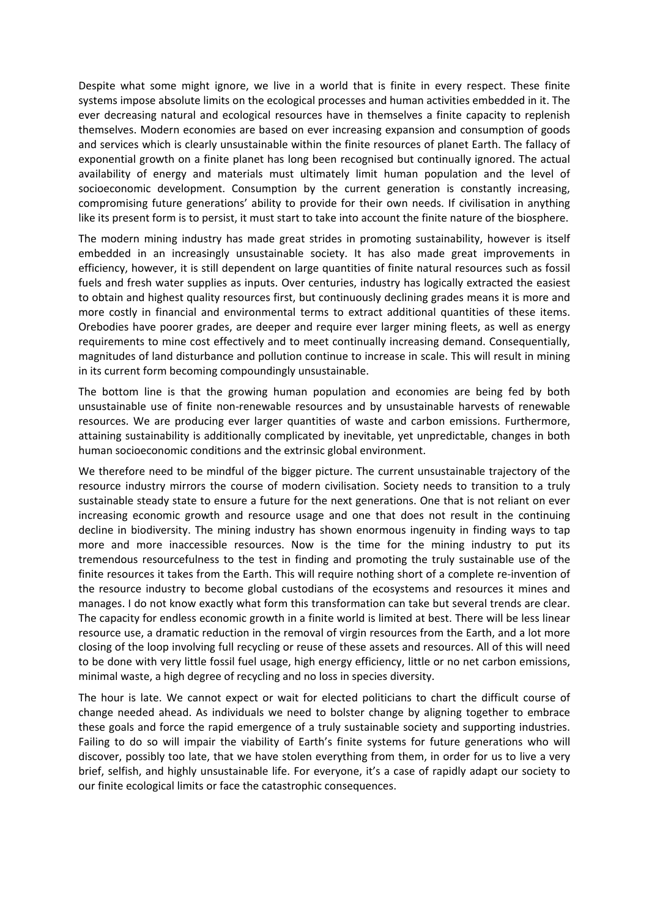Despite what some might ignore, we live in a world that is finite in every respect. These finite systems impose absolute limits on the ecological processes and human activities embedded in it. The ever decreasing natural and ecological resources have in themselves a finite capacity to replenish themselves. Modern economies are based on ever increasing expansion and consumption of goods and services which is clearly unsustainable within the finite resources of planet Earth. The fallacy of exponential growth on a finite planet has long been recognised but continually ignored. The actual availability of energy and materials must ultimately limit human population and the level of socioeconomic development. Consumption by the current generation is constantly increasing, compromising future generations' ability to provide for their own needs. If civilisation in anything like its present form is to persist, it must start to take into account the finite nature of the biosphere.

The modern mining industry has made great strides in promoting sustainability, however is itself embedded in an increasingly unsustainable society. It has also made great improvements in efficiency, however, it is still dependent on large quantities of finite natural resources such as fossil fuels and fresh water supplies as inputs. Over centuries, industry has logically extracted the easiest to obtain and highest quality resources first, but continuously declining grades means it is more and more costly in financial and environmental terms to extract additional quantities of these items. Orebodies have poorer grades, are deeper and require ever larger mining fleets, as well as energy requirements to mine cost effectively and to meet continually increasing demand. Consequentially, magnitudes of land disturbance and pollution continue to increase in scale. This will result in mining in its current form becoming compoundingly unsustainable.

The bottom line is that the growing human population and economies are being fed by both unsustainable use of finite non-renewable resources and by unsustainable harvests of renewable resources. We are producing ever larger quantities of waste and carbon emissions. Furthermore, attaining sustainability is additionally complicated by inevitable, yet unpredictable, changes in both human socioeconomic conditions and the extrinsic global environment.

We therefore need to be mindful of the bigger picture. The current unsustainable trajectory of the resource industry mirrors the course of modern civilisation. Society needs to transition to a truly sustainable steady state to ensure a future for the next generations. One that is not reliant on ever increasing economic growth and resource usage and one that does not result in the continuing decline in biodiversity. The mining industry has shown enormous ingenuity in finding ways to tap more and more inaccessible resources. Now is the time for the mining industry to put its tremendous resourcefulness to the test in finding and promoting the truly sustainable use of the finite resources it takes from the Earth. This will require nothing short of a complete re-invention of the resource industry to become global custodians of the ecosystems and resources it mines and manages. I do not know exactly what form this transformation can take but several trends are clear. The capacity for endless economic growth in a finite world is limited at best. There will be less linear resource use, a dramatic reduction in the removal of virgin resources from the Earth, and a lot more closing of the loop involving full recycling or reuse of these assets and resources. All of this will need to be done with very little fossil fuel usage, high energy efficiency, little or no net carbon emissions, minimal waste, a high degree of recycling and no loss in species diversity.

The hour is late. We cannot expect or wait for elected politicians to chart the difficult course of change needed ahead. As individuals we need to bolster change by aligning together to embrace these goals and force the rapid emergence of a truly sustainable society and supporting industries. Failing to do so will impair the viability of Earth's finite systems for future generations who will discover, possibly too late, that we have stolen everything from them, in order for us to live a very brief, selfish, and highly unsustainable life. For everyone, it's a case of rapidly adapt our society to our finite ecological limits or face the catastrophic consequences.